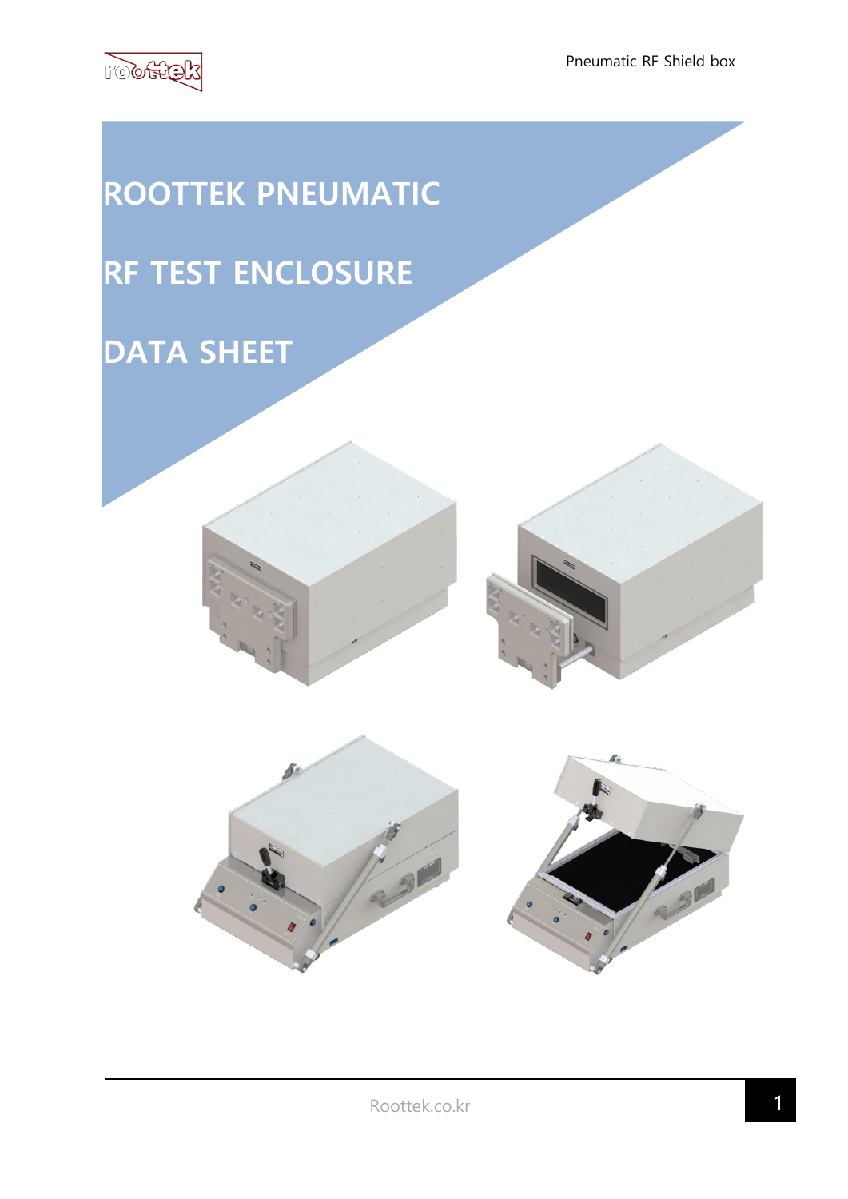# ROOTTEK PNEUMATIC

# RF TEST ENCLOSURE

# DATA SHEET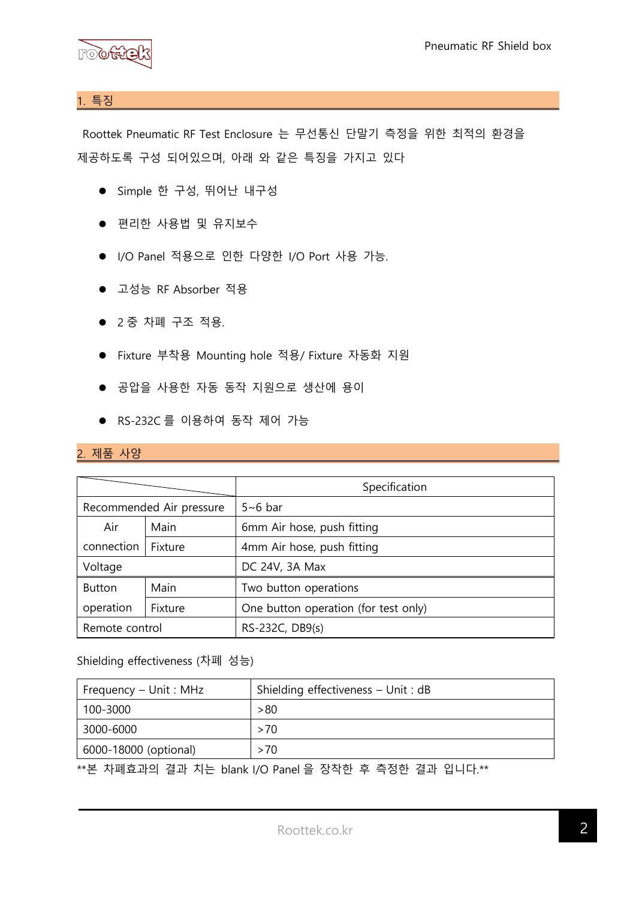## 1. 특징

Roottek Pneumatic RF Test Enclosure 는 무선통신 단말기 측정을 위한 최적의 환경을 제공하도록 구성 되어있으며, 아래 와 같은 특징을 가지고 있다

- Simple 한 구성, 뛰어난 내구성
- 편리한 사용법 및 유지보수
- I/O Panel 적용으로 인한 다양한 I/O Port 사용 가능.
- 고성능 RF Absorber 적용
- 2 중 차폐 구조 적용.
- Fixture 부착용 Mounting hole 적용/ Fixture 자동화 지원
- 공압을 사용한 자동 동작 지원으로 생산에 용이
- RS-232C 를 이용하여 동작 제어 가능

## 2. 제품 사양

| | | Specification |
|---|---|---|
| Recommended Air pressure | | 5~6 bar |
| Air connection | Main | 6mm Air hose, push fitting |
| | Fixture | 4mm Air hose, push fitting |
| Voltage | | DC 24V, 3A Max |
| Button operation | Main | Two button operations |
| | Fixture | One button operation (for test only) |
| Remote control | | RS-232C, DB9(s) |

Shielding effectiveness (차폐 성능)

| Frequency – Unit : MHz | Shielding effectiveness – Unit : dB |
|---|---|
| 100-3000 | >80 |
| 3000-6000 | >70 |
| 6000-18000 (optional) | >70 |

**본 차폐효과의 결과 치는 blank I/O Panel 을 장착한 후 측정한 결과 입니다.**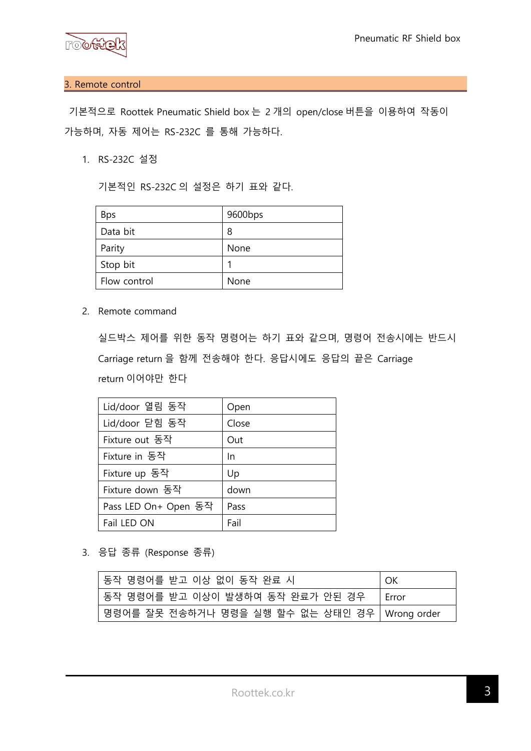## 3. Remote control

기본적으로 Roottek Pneumatic Shield box 는 2 개의 open/close 버튼을 이용하여 작동이 가능하며, 자동 제어는 RS-232C 를 통해 가능하다.

1. RS-232C 설정

   기본적인 RS-232C 의 설정은 하기 표와 같다.

| Bps | 9600bps |
|---|---|
| Data bit | 8 |
| Parity | None |
| Stop bit | 1 |
| Flow control | None |

2. Remote command

   실드박스 제어를 위한 동작 명령어는 하기 표와 같으며, 명령어 전송시에는 반드시 Carriage return 을 함께 전송해야 한다. 응답시에도 응답의 끝은 Carriage return 이어야만 한다

| Lid/door 열림 동작 | Open |
|---|---|
| Lid/door 닫힘 동작 | Close |
| Fixture out 동작 | Out |
| Fixture in 동작 | In |
| Fixture up 동작 | Up |
| Fixture down 동작 | down |
| Pass LED On+ Open 동작 | Pass |
| Fail LED ON | Fail |

3. 응답 종류 (Response 종류)

| 동작 명령어를 받고 이상 없이 동작 완료 시 | OK |
|---|---|
| 동작 명령어를 받고 이상이 발생하여 동작 완료가 안된 경우 | Error |
| 명령어를 잘못 전송하거나 명령을 실행 할수 없는 상태인 경우 | Wrong order |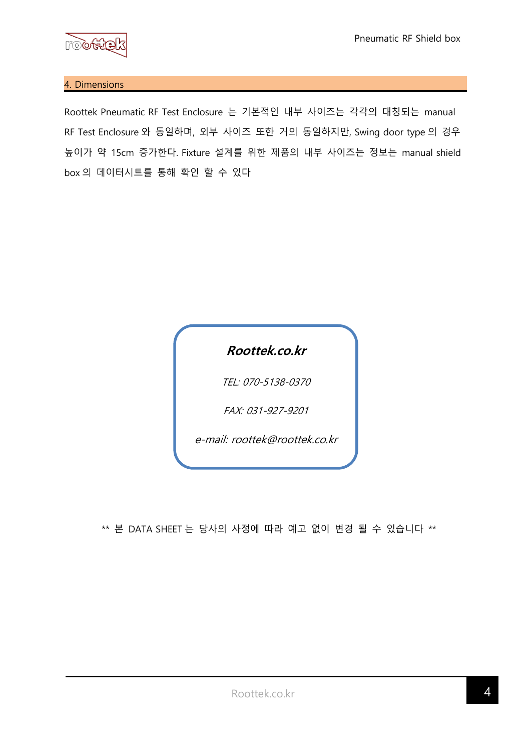## 4. Dimensions

Roottek Pneumatic RF Test Enclosure 는 기본적인 내부 사이즈는 각각의 대칭되는 manual RF Test Enclosure 와 동일하며, 외부 사이즈 또한 거의 동일하지만, Swing door type 의 경우 높이가 약 15cm 증가한다. Fixture 설계를 위한 제품의 내부 사이즈는 정보는 manual shield box 의 데이터시트를 통해 확인 할 수 있다

***Roottek.co.kr***

*TEL: 070-5138-0370*

*FAX: 031-927-9201*

*e-mail: roottek@roottek.co.kr*

** 본 DATA SHEET 는 당사의 사정에 따라 예고 없이 변경 될 수 있습니다 **